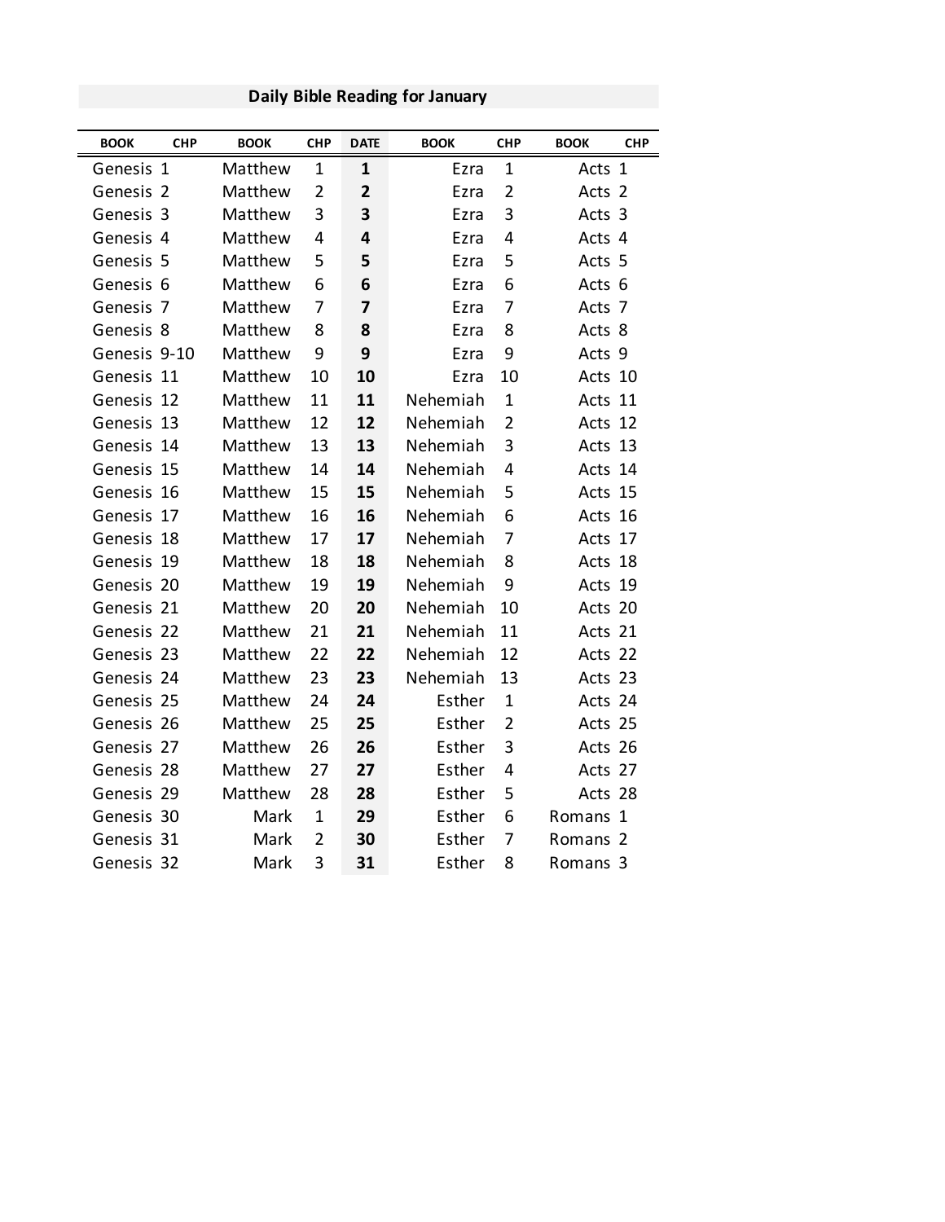## Daily Bible Reading for January

| BOOK | CHP | BOOK | CHP | DATE | BOOK | CHP | BOOK | CHP |
|---|---|---|---|---|---|---|---|---|
| Genesis | 1 | Matthew | 1 | **1** | Ezra | 1 | Acts | 1 |
| Genesis | 2 | Matthew | 2 | **2** | Ezra | 2 | Acts | 2 |
| Genesis | 3 | Matthew | 3 | **3** | Ezra | 3 | Acts | 3 |
| Genesis | 4 | Matthew | 4 | **4** | Ezra | 4 | Acts | 4 |
| Genesis | 5 | Matthew | 5 | **5** | Ezra | 5 | Acts | 5 |
| Genesis | 6 | Matthew | 6 | **6** | Ezra | 6 | Acts | 6 |
| Genesis | 7 | Matthew | 7 | **7** | Ezra | 7 | Acts | 7 |
| Genesis | 8 | Matthew | 8 | **8** | Ezra | 8 | Acts | 8 |
| Genesis | 9-10 | Matthew | 9 | **9** | Ezra | 9 | Acts | 9 |
| Genesis | 11 | Matthew | 10 | **10** | Ezra | 10 | Acts | 10 |
| Genesis | 12 | Matthew | 11 | **11** | Nehemiah | 1 | Acts | 11 |
| Genesis | 13 | Matthew | 12 | **12** | Nehemiah | 2 | Acts | 12 |
| Genesis | 14 | Matthew | 13 | **13** | Nehemiah | 3 | Acts | 13 |
| Genesis | 15 | Matthew | 14 | **14** | Nehemiah | 4 | Acts | 14 |
| Genesis | 16 | Matthew | 15 | **15** | Nehemiah | 5 | Acts | 15 |
| Genesis | 17 | Matthew | 16 | **16** | Nehemiah | 6 | Acts | 16 |
| Genesis | 18 | Matthew | 17 | **17** | Nehemiah | 7 | Acts | 17 |
| Genesis | 19 | Matthew | 18 | **18** | Nehemiah | 8 | Acts | 18 |
| Genesis | 20 | Matthew | 19 | **19** | Nehemiah | 9 | Acts | 19 |
| Genesis | 21 | Matthew | 20 | **20** | Nehemiah | 10 | Acts | 20 |
| Genesis | 22 | Matthew | 21 | **21** | Nehemiah | 11 | Acts | 21 |
| Genesis | 23 | Matthew | 22 | **22** | Nehemiah | 12 | Acts | 22 |
| Genesis | 24 | Matthew | 23 | **23** | Nehemiah | 13 | Acts | 23 |
| Genesis | 25 | Matthew | 24 | **24** | Esther | 1 | Acts | 24 |
| Genesis | 26 | Matthew | 25 | **25** | Esther | 2 | Acts | 25 |
| Genesis | 27 | Matthew | 26 | **26** | Esther | 3 | Acts | 26 |
| Genesis | 28 | Matthew | 27 | **27** | Esther | 4 | Acts | 27 |
| Genesis | 29 | Matthew | 28 | **28** | Esther | 5 | Acts | 28 |
| Genesis | 30 | Mark | 1 | **29** | Esther | 6 | Romans | 1 |
| Genesis | 31 | Mark | 2 | **30** | Esther | 7 | Romans | 2 |
| Genesis | 32 | Mark | 3 | **31** | Esther | 8 | Romans | 3 |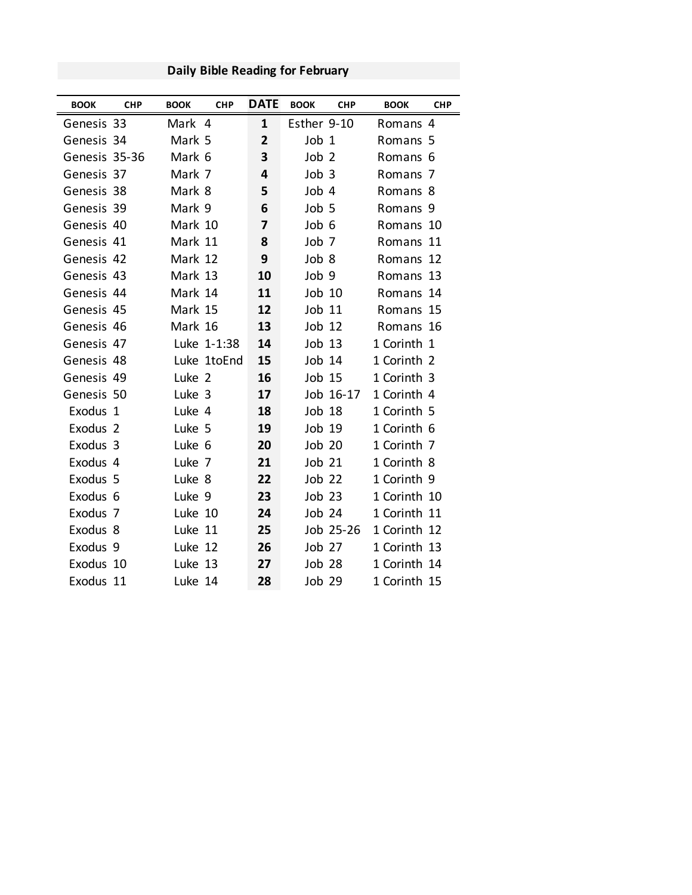## Daily Bible Reading for February

| BOOK | CHP | BOOK | CHP | DATE | BOOK | CHP | BOOK | CHP |
|---|---|---|---|---|---|---|---|---|
| Genesis | 33 | Mark | 4 | **1** | Esther | 9-10 | Romans | 4 |
| Genesis | 34 | Mark | 5 | **2** | Job | 1 | Romans | 5 |
| Genesis | 35-36 | Mark | 6 | **3** | Job | 2 | Romans | 6 |
| Genesis | 37 | Mark | 7 | **4** | Job | 3 | Romans | 7 |
| Genesis | 38 | Mark | 8 | **5** | Job | 4 | Romans | 8 |
| Genesis | 39 | Mark | 9 | **6** | Job | 5 | Romans | 9 |
| Genesis | 40 | Mark | 10 | **7** | Job | 6 | Romans | 10 |
| Genesis | 41 | Mark | 11 | **8** | Job | 7 | Romans | 11 |
| Genesis | 42 | Mark | 12 | **9** | Job | 8 | Romans | 12 |
| Genesis | 43 | Mark | 13 | **10** | Job | 9 | Romans | 13 |
| Genesis | 44 | Mark | 14 | **11** | Job | 10 | Romans | 14 |
| Genesis | 45 | Mark | 15 | **12** | Job | 11 | Romans | 15 |
| Genesis | 46 | Mark | 16 | **13** | Job | 12 | Romans | 16 |
| Genesis | 47 | Luke | 1-1:38 | **14** | Job | 13 | 1 Corinth | 1 |
| Genesis | 48 | Luke | 1toEnd | **15** | Job | 14 | 1 Corinth | 2 |
| Genesis | 49 | Luke | 2 | **16** | Job | 15 | 1 Corinth | 3 |
| Genesis | 50 | Luke | 3 | **17** | Job | 16-17 | 1 Corinth | 4 |
| Exodus | 1 | Luke | 4 | **18** | Job | 18 | 1 Corinth | 5 |
| Exodus | 2 | Luke | 5 | **19** | Job | 19 | 1 Corinth | 6 |
| Exodus | 3 | Luke | 6 | **20** | Job | 20 | 1 Corinth | 7 |
| Exodus | 4 | Luke | 7 | **21** | Job | 21 | 1 Corinth | 8 |
| Exodus | 5 | Luke | 8 | **22** | Job | 22 | 1 Corinth | 9 |
| Exodus | 6 | Luke | 9 | **23** | Job | 23 | 1 Corinth | 10 |
| Exodus | 7 | Luke | 10 | **24** | Job | 24 | 1 Corinth | 11 |
| Exodus | 8 | Luke | 11 | **25** | Job | 25-26 | 1 Corinth | 12 |
| Exodus | 9 | Luke | 12 | **26** | Job | 27 | 1 Corinth | 13 |
| Exodus | 10 | Luke | 13 | **27** | Job | 28 | 1 Corinth | 14 |
| Exodus | 11 | Luke | 14 | **28** | Job | 29 | 1 Corinth | 15 |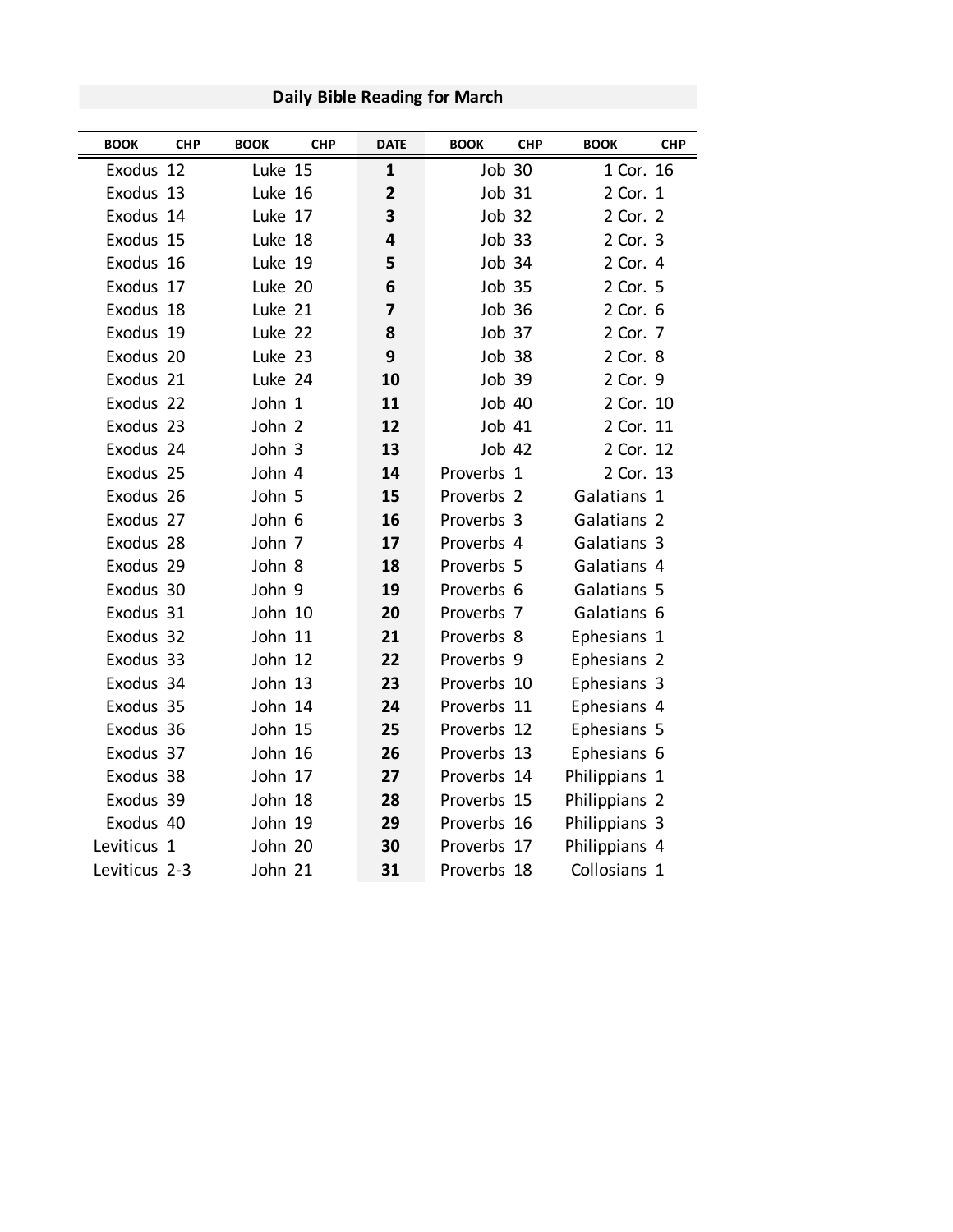## Daily Bible Reading for March

| BOOK | CHP | BOOK | CHP | DATE | BOOK | CHP | BOOK | CHP |
|---|---|---|---|---|---|---|---|---|
| Exodus | 12 | Luke | 15 | **1** | Job | 30 | 1 Cor. | 16 |
| Exodus | 13 | Luke | 16 | **2** | Job | 31 | 2 Cor. | 1 |
| Exodus | 14 | Luke | 17 | **3** | Job | 32 | 2 Cor. | 2 |
| Exodus | 15 | Luke | 18 | **4** | Job | 33 | 2 Cor. | 3 |
| Exodus | 16 | Luke | 19 | **5** | Job | 34 | 2 Cor. | 4 |
| Exodus | 17 | Luke | 20 | **6** | Job | 35 | 2 Cor. | 5 |
| Exodus | 18 | Luke | 21 | **7** | Job | 36 | 2 Cor. | 6 |
| Exodus | 19 | Luke | 22 | **8** | Job | 37 | 2 Cor. | 7 |
| Exodus | 20 | Luke | 23 | **9** | Job | 38 | 2 Cor. | 8 |
| Exodus | 21 | Luke | 24 | **10** | Job | 39 | 2 Cor. | 9 |
| Exodus | 22 | John | 1 | **11** | Job | 40 | 2 Cor. | 10 |
| Exodus | 23 | John | 2 | **12** | Job | 41 | 2 Cor. | 11 |
| Exodus | 24 | John | 3 | **13** | Job | 42 | 2 Cor. | 12 |
| Exodus | 25 | John | 4 | **14** | Proverbs | 1 | 2 Cor. | 13 |
| Exodus | 26 | John | 5 | **15** | Proverbs | 2 | Galatians | 1 |
| Exodus | 27 | John | 6 | **16** | Proverbs | 3 | Galatians | 2 |
| Exodus | 28 | John | 7 | **17** | Proverbs | 4 | Galatians | 3 |
| Exodus | 29 | John | 8 | **18** | Proverbs | 5 | Galatians | 4 |
| Exodus | 30 | John | 9 | **19** | Proverbs | 6 | Galatians | 5 |
| Exodus | 31 | John | 10 | **20** | Proverbs | 7 | Galatians | 6 |
| Exodus | 32 | John | 11 | **21** | Proverbs | 8 | Ephesians | 1 |
| Exodus | 33 | John | 12 | **22** | Proverbs | 9 | Ephesians | 2 |
| Exodus | 34 | John | 13 | **23** | Proverbs | 10 | Ephesians | 3 |
| Exodus | 35 | John | 14 | **24** | Proverbs | 11 | Ephesians | 4 |
| Exodus | 36 | John | 15 | **25** | Proverbs | 12 | Ephesians | 5 |
| Exodus | 37 | John | 16 | **26** | Proverbs | 13 | Ephesians | 6 |
| Exodus | 38 | John | 17 | **27** | Proverbs | 14 | Philippians | 1 |
| Exodus | 39 | John | 18 | **28** | Proverbs | 15 | Philippians | 2 |
| Exodus | 40 | John | 19 | **29** | Proverbs | 16 | Philippians | 3 |
| Leviticus | 1 | John | 20 | **30** | Proverbs | 17 | Philippians | 4 |
| Leviticus | 2-3 | John | 21 | **31** | Proverbs | 18 | Collosians | 1 |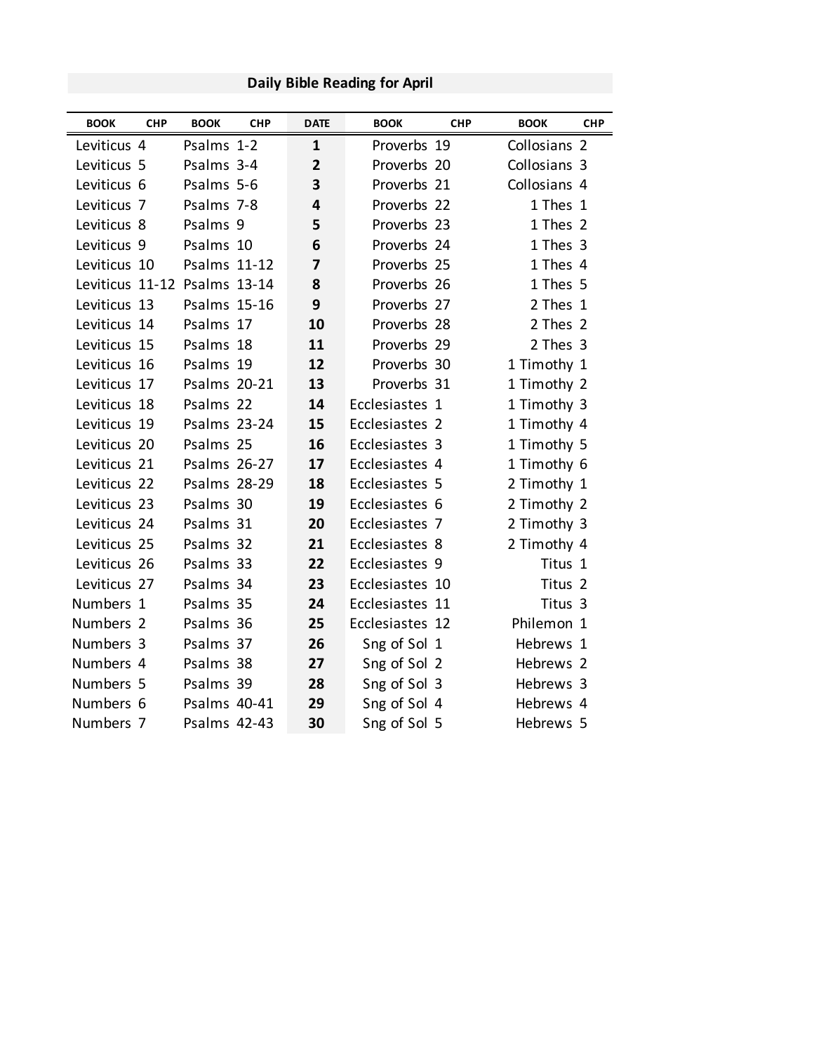# Daily Bible Reading for April

| BOOK | CHP | BOOK | CHP | DATE | BOOK | CHP | BOOK | CHP |
|---|---|---|---|---|---|---|---|---|
| Leviticus | 4 | Psalms | 1-2 | **1** | Proverbs | 19 | Collosians | 2 |
| Leviticus | 5 | Psalms | 3-4 | **2** | Proverbs | 20 | Collosians | 3 |
| Leviticus | 6 | Psalms | 5-6 | **3** | Proverbs | 21 | Collosians | 4 |
| Leviticus | 7 | Psalms | 7-8 | **4** | Proverbs | 22 | 1 Thes | 1 |
| Leviticus | 8 | Psalms | 9 | **5** | Proverbs | 23 | 1 Thes | 2 |
| Leviticus | 9 | Psalms | 10 | **6** | Proverbs | 24 | 1 Thes | 3 |
| Leviticus | 10 | Psalms | 11-12 | **7** | Proverbs | 25 | 1 Thes | 4 |
| Leviticus | 11-12 | Psalms | 13-14 | **8** | Proverbs | 26 | 1 Thes | 5 |
| Leviticus | 13 | Psalms | 15-16 | **9** | Proverbs | 27 | 2 Thes | 1 |
| Leviticus | 14 | Psalms | 17 | **10** | Proverbs | 28 | 2 Thes | 2 |
| Leviticus | 15 | Psalms | 18 | **11** | Proverbs | 29 | 2 Thes | 3 |
| Leviticus | 16 | Psalms | 19 | **12** | Proverbs | 30 | 1 Timothy | 1 |
| Leviticus | 17 | Psalms | 20-21 | **13** | Proverbs | 31 | 1 Timothy | 2 |
| Leviticus | 18 | Psalms | 22 | **14** | Ecclesiastes | 1 | 1 Timothy | 3 |
| Leviticus | 19 | Psalms | 23-24 | **15** | Ecclesiastes | 2 | 1 Timothy | 4 |
| Leviticus | 20 | Psalms | 25 | **16** | Ecclesiastes | 3 | 1 Timothy | 5 |
| Leviticus | 21 | Psalms | 26-27 | **17** | Ecclesiastes | 4 | 1 Timothy | 6 |
| Leviticus | 22 | Psalms | 28-29 | **18** | Ecclesiastes | 5 | 2 Timothy | 1 |
| Leviticus | 23 | Psalms | 30 | **19** | Ecclesiastes | 6 | 2 Timothy | 2 |
| Leviticus | 24 | Psalms | 31 | **20** | Ecclesiastes | 7 | 2 Timothy | 3 |
| Leviticus | 25 | Psalms | 32 | **21** | Ecclesiastes | 8 | 2 Timothy | 4 |
| Leviticus | 26 | Psalms | 33 | **22** | Ecclesiastes | 9 | Titus | 1 |
| Leviticus | 27 | Psalms | 34 | **23** | Ecclesiastes | 10 | Titus | 2 |
| Numbers | 1 | Psalms | 35 | **24** | Ecclesiastes | 11 | Titus | 3 |
| Numbers | 2 | Psalms | 36 | **25** | Ecclesiastes | 12 | Philemon | 1 |
| Numbers | 3 | Psalms | 37 | **26** | Sng of Sol | 1 | Hebrews | 1 |
| Numbers | 4 | Psalms | 38 | **27** | Sng of Sol | 2 | Hebrews | 2 |
| Numbers | 5 | Psalms | 39 | **28** | Sng of Sol | 3 | Hebrews | 3 |
| Numbers | 6 | Psalms | 40-41 | **29** | Sng of Sol | 4 | Hebrews | 4 |
| Numbers | 7 | Psalms | 42-43 | **30** | Sng of Sol | 5 | Hebrews | 5 |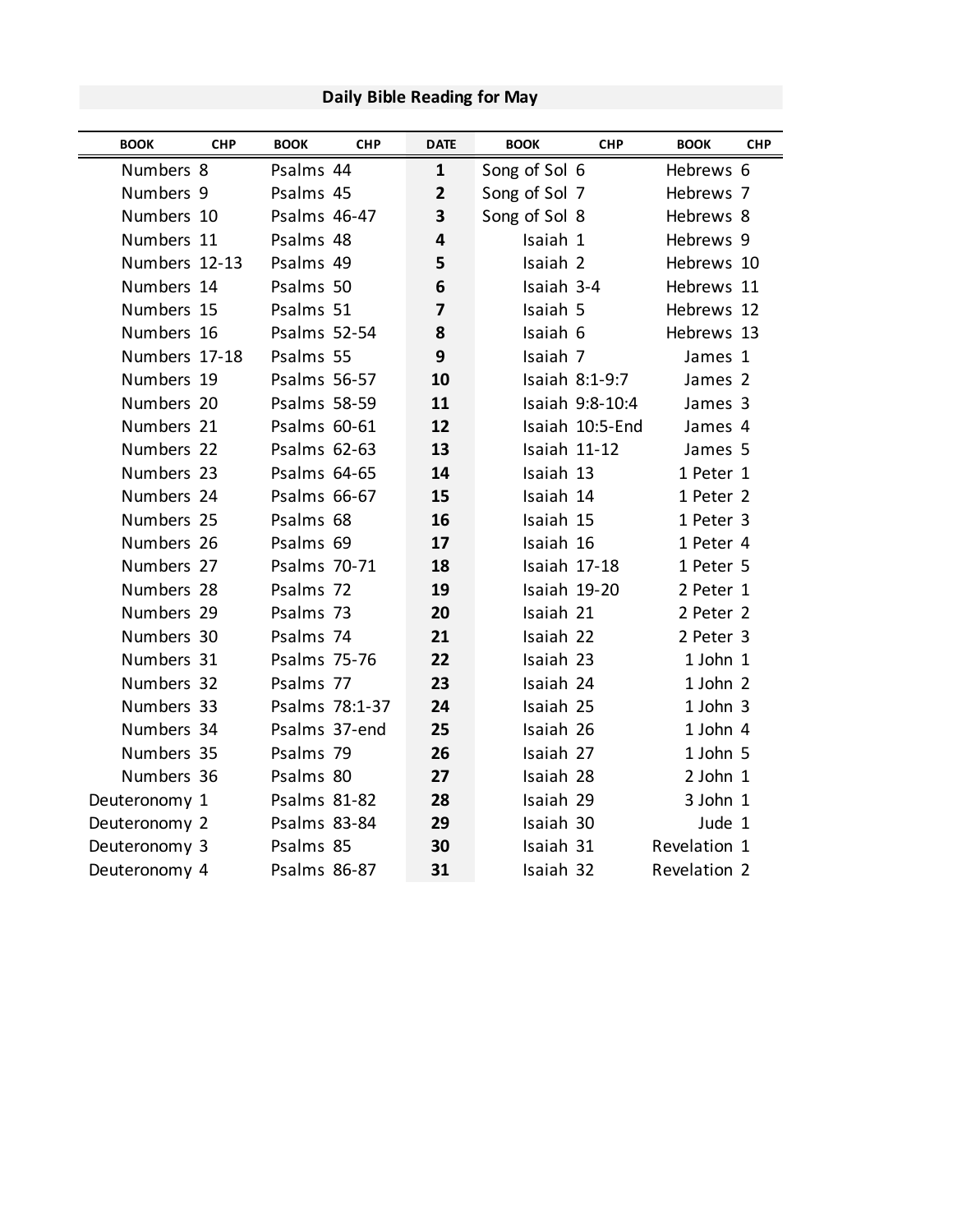## Daily Bible Reading for May

| BOOK | CHP | BOOK | CHP | DATE | BOOK | CHP | BOOK | CHP |
|---|---|---|---|---|---|---|---|---|
| Numbers | 8 | Psalms | 44 | **1** | Song of Sol | 6 | Hebrews | 6 |
| Numbers | 9 | Psalms | 45 | **2** | Song of Sol | 7 | Hebrews | 7 |
| Numbers | 10 | Psalms | 46-47 | **3** | Song of Sol | 8 | Hebrews | 8 |
| Numbers | 11 | Psalms | 48 | **4** | Isaiah | 1 | Hebrews | 9 |
| Numbers | 12-13 | Psalms | 49 | **5** | Isaiah | 2 | Hebrews | 10 |
| Numbers | 14 | Psalms | 50 | **6** | Isaiah | 3-4 | Hebrews | 11 |
| Numbers | 15 | Psalms | 51 | **7** | Isaiah | 5 | Hebrews | 12 |
| Numbers | 16 | Psalms | 52-54 | **8** | Isaiah | 6 | Hebrews | 13 |
| Numbers | 17-18 | Psalms | 55 | **9** | Isaiah | 7 | James | 1 |
| Numbers | 19 | Psalms | 56-57 | **10** | Isaiah | 8:1-9:7 | James | 2 |
| Numbers | 20 | Psalms | 58-59 | **11** | Isaiah | 9:8-10:4 | James | 3 |
| Numbers | 21 | Psalms | 60-61 | **12** | Isaiah | 10:5-End | James | 4 |
| Numbers | 22 | Psalms | 62-63 | **13** | Isaiah | 11-12 | James | 5 |
| Numbers | 23 | Psalms | 64-65 | **14** | Isaiah | 13 | 1 Peter | 1 |
| Numbers | 24 | Psalms | 66-67 | **15** | Isaiah | 14 | 1 Peter | 2 |
| Numbers | 25 | Psalms | 68 | **16** | Isaiah | 15 | 1 Peter | 3 |
| Numbers | 26 | Psalms | 69 | **17** | Isaiah | 16 | 1 Peter | 4 |
| Numbers | 27 | Psalms | 70-71 | **18** | Isaiah | 17-18 | 1 Peter | 5 |
| Numbers | 28 | Psalms | 72 | **19** | Isaiah | 19-20 | 2 Peter | 1 |
| Numbers | 29 | Psalms | 73 | **20** | Isaiah | 21 | 2 Peter | 2 |
| Numbers | 30 | Psalms | 74 | **21** | Isaiah | 22 | 2 Peter | 3 |
| Numbers | 31 | Psalms | 75-76 | **22** | Isaiah | 23 | 1 John | 1 |
| Numbers | 32 | Psalms | 77 | **23** | Isaiah | 24 | 1 John | 2 |
| Numbers | 33 | Psalms | 78:1-37 | **24** | Isaiah | 25 | 1 John | 3 |
| Numbers | 34 | Psalms | 37-end | **25** | Isaiah | 26 | 1 John | 4 |
| Numbers | 35 | Psalms | 79 | **26** | Isaiah | 27 | 1 John | 5 |
| Numbers | 36 | Psalms | 80 | **27** | Isaiah | 28 | 2 John | 1 |
| Deuteronomy | 1 | Psalms | 81-82 | **28** | Isaiah | 29 | 3 John | 1 |
| Deuteronomy | 2 | Psalms | 83-84 | **29** | Isaiah | 30 | Jude | 1 |
| Deuteronomy | 3 | Psalms | 85 | **30** | Isaiah | 31 | Revelation | 1 |
| Deuteronomy | 4 | Psalms | 86-87 | **31** | Isaiah | 32 | Revelation | 2 |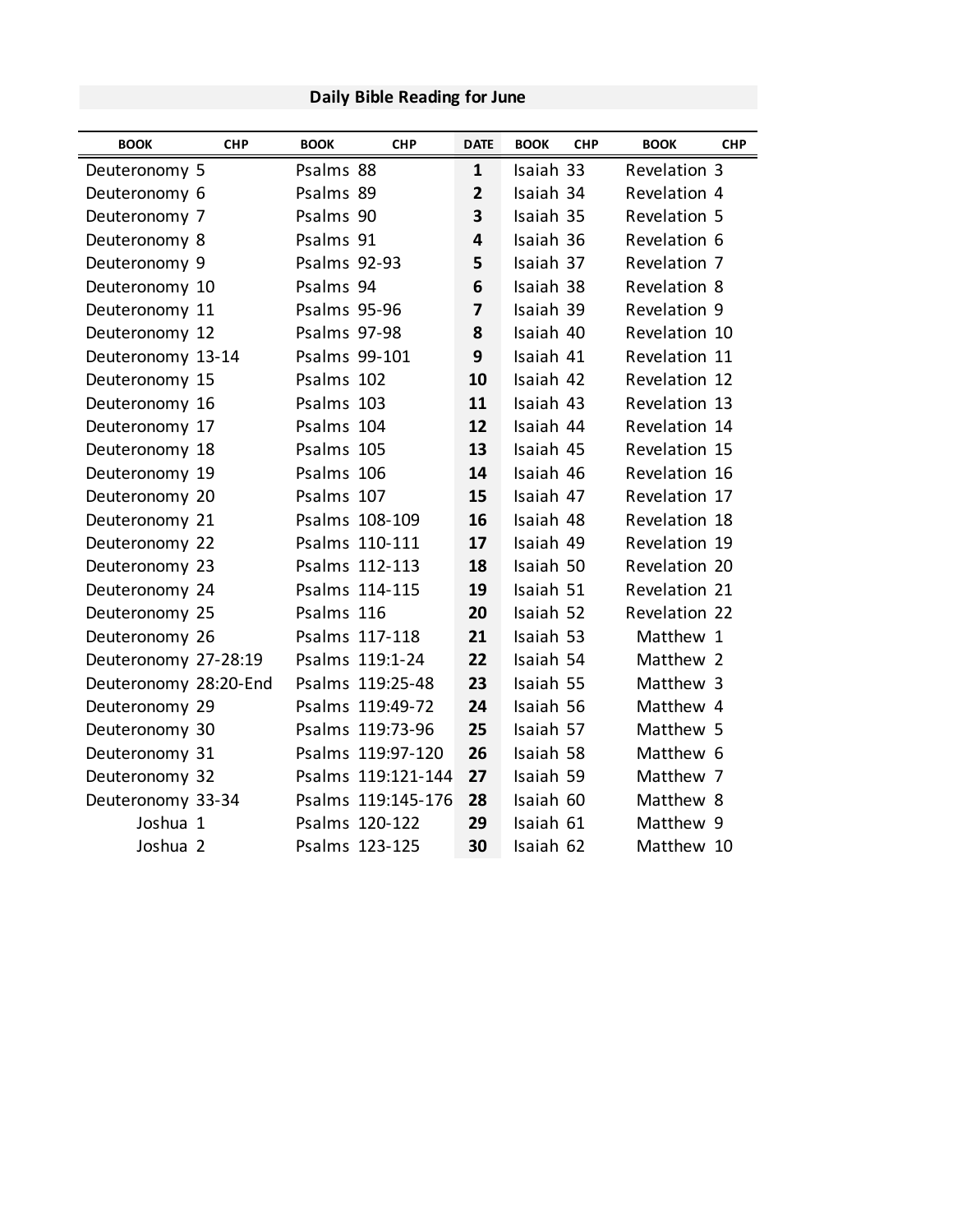# Daily Bible Reading for June

| BOOK | CHP | BOOK | CHP | DATE | BOOK | CHP | BOOK | CHP |
|---|---|---|---|---|---|---|---|---|
| Deuteronomy | 5 | Psalms | 88 | **1** | Isaiah | 33 | Revelation | 3 |
| Deuteronomy | 6 | Psalms | 89 | **2** | Isaiah | 34 | Revelation | 4 |
| Deuteronomy | 7 | Psalms | 90 | **3** | Isaiah | 35 | Revelation | 5 |
| Deuteronomy | 8 | Psalms | 91 | **4** | Isaiah | 36 | Revelation | 6 |
| Deuteronomy | 9 | Psalms | 92-93 | **5** | Isaiah | 37 | Revelation | 7 |
| Deuteronomy | 10 | Psalms | 94 | **6** | Isaiah | 38 | Revelation | 8 |
| Deuteronomy | 11 | Psalms | 95-96 | **7** | Isaiah | 39 | Revelation | 9 |
| Deuteronomy | 12 | Psalms | 97-98 | **8** | Isaiah | 40 | Revelation | 10 |
| Deuteronomy | 13-14 | Psalms | 99-101 | **9** | Isaiah | 41 | Revelation | 11 |
| Deuteronomy | 15 | Psalms | 102 | **10** | Isaiah | 42 | Revelation | 12 |
| Deuteronomy | 16 | Psalms | 103 | **11** | Isaiah | 43 | Revelation | 13 |
| Deuteronomy | 17 | Psalms | 104 | **12** | Isaiah | 44 | Revelation | 14 |
| Deuteronomy | 18 | Psalms | 105 | **13** | Isaiah | 45 | Revelation | 15 |
| Deuteronomy | 19 | Psalms | 106 | **14** | Isaiah | 46 | Revelation | 16 |
| Deuteronomy | 20 | Psalms | 107 | **15** | Isaiah | 47 | Revelation | 17 |
| Deuteronomy | 21 | Psalms | 108-109 | **16** | Isaiah | 48 | Revelation | 18 |
| Deuteronomy | 22 | Psalms | 110-111 | **17** | Isaiah | 49 | Revelation | 19 |
| Deuteronomy | 23 | Psalms | 112-113 | **18** | Isaiah | 50 | Revelation | 20 |
| Deuteronomy | 24 | Psalms | 114-115 | **19** | Isaiah | 51 | Revelation | 21 |
| Deuteronomy | 25 | Psalms | 116 | **20** | Isaiah | 52 | Revelation | 22 |
| Deuteronomy | 26 | Psalms | 117-118 | **21** | Isaiah | 53 | Matthew | 1 |
| Deuteronomy | 27-28:19 | Psalms | 119:1-24 | **22** | Isaiah | 54 | Matthew | 2 |
| Deuteronomy | 28:20-End | Psalms | 119:25-48 | **23** | Isaiah | 55 | Matthew | 3 |
| Deuteronomy | 29 | Psalms | 119:49-72 | **24** | Isaiah | 56 | Matthew | 4 |
| Deuteronomy | 30 | Psalms | 119:73-96 | **25** | Isaiah | 57 | Matthew | 5 |
| Deuteronomy | 31 | Psalms | 119:97-120 | **26** | Isaiah | 58 | Matthew | 6 |
| Deuteronomy | 32 | Psalms | 119:121-144 | **27** | Isaiah | 59 | Matthew | 7 |
| Deuteronomy | 33-34 | Psalms | 119:145-176 | **28** | Isaiah | 60 | Matthew | 8 |
| Joshua | 1 | Psalms | 120-122 | **29** | Isaiah | 61 | Matthew | 9 |
| Joshua | 2 | Psalms | 123-125 | **30** | Isaiah | 62 | Matthew | 10 |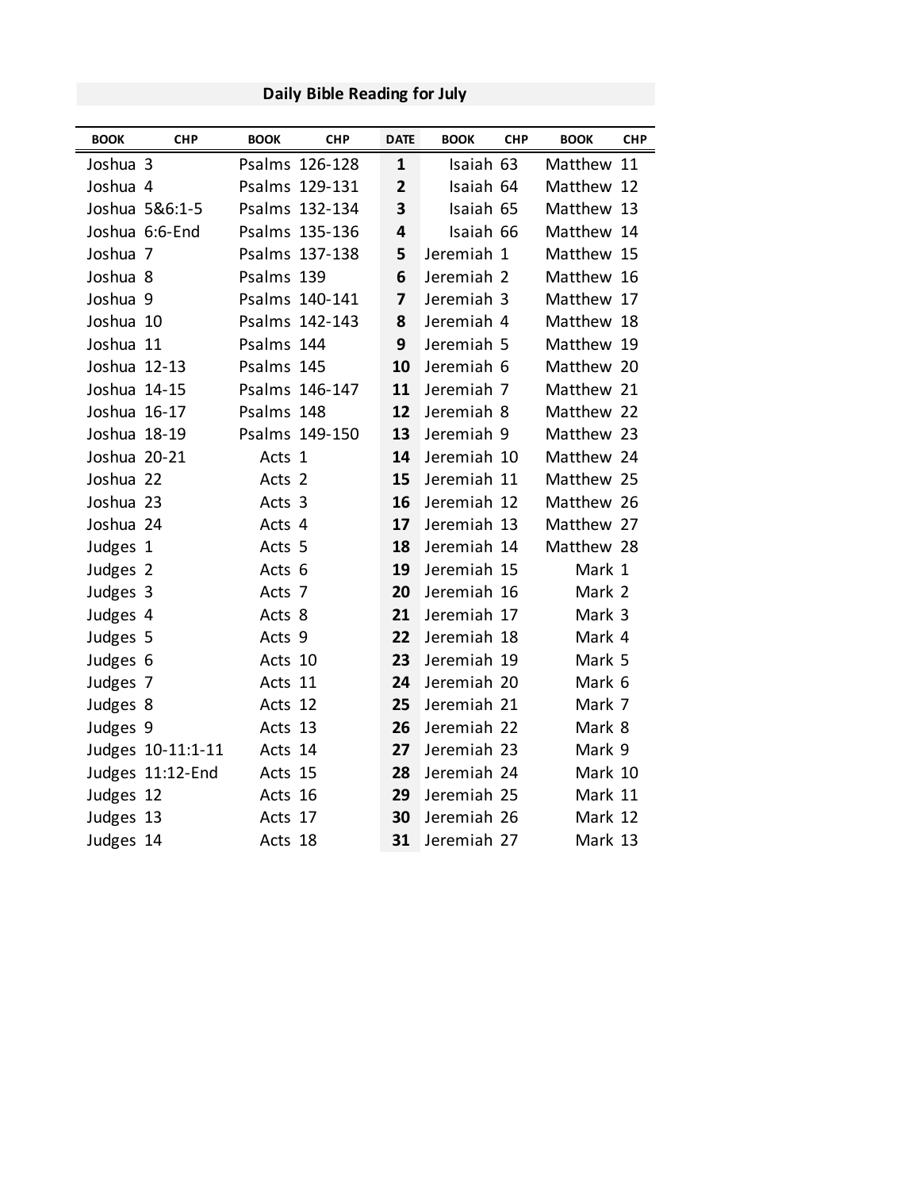# Daily Bible Reading for July

| BOOK | CHP | BOOK | CHP | DATE | BOOK | CHP | BOOK | CHP |
|---|---|---|---|---|---|---|---|---|
| Joshua | 3 | Psalms | 126-128 | **1** | Isaiah | 63 | Matthew | 11 |
| Joshua | 4 | Psalms | 129-131 | **2** | Isaiah | 64 | Matthew | 12 |
| Joshua | 5&6:1-5 | Psalms | 132-134 | **3** | Isaiah | 65 | Matthew | 13 |
| Joshua | 6:6-End | Psalms | 135-136 | **4** | Isaiah | 66 | Matthew | 14 |
| Joshua | 7 | Psalms | 137-138 | **5** | Jeremiah | 1 | Matthew | 15 |
| Joshua | 8 | Psalms | 139 | **6** | Jeremiah | 2 | Matthew | 16 |
| Joshua | 9 | Psalms | 140-141 | **7** | Jeremiah | 3 | Matthew | 17 |
| Joshua | 10 | Psalms | 142-143 | **8** | Jeremiah | 4 | Matthew | 18 |
| Joshua | 11 | Psalms | 144 | **9** | Jeremiah | 5 | Matthew | 19 |
| Joshua | 12-13 | Psalms | 145 | **10** | Jeremiah | 6 | Matthew | 20 |
| Joshua | 14-15 | Psalms | 146-147 | **11** | Jeremiah | 7 | Matthew | 21 |
| Joshua | 16-17 | Psalms | 148 | **12** | Jeremiah | 8 | Matthew | 22 |
| Joshua | 18-19 | Psalms | 149-150 | **13** | Jeremiah | 9 | Matthew | 23 |
| Joshua | 20-21 | Acts | 1 | **14** | Jeremiah | 10 | Matthew | 24 |
| Joshua | 22 | Acts | 2 | **15** | Jeremiah | 11 | Matthew | 25 |
| Joshua | 23 | Acts | 3 | **16** | Jeremiah | 12 | Matthew | 26 |
| Joshua | 24 | Acts | 4 | **17** | Jeremiah | 13 | Matthew | 27 |
| Judges | 1 | Acts | 5 | **18** | Jeremiah | 14 | Matthew | 28 |
| Judges | 2 | Acts | 6 | **19** | Jeremiah | 15 | Mark | 1 |
| Judges | 3 | Acts | 7 | **20** | Jeremiah | 16 | Mark | 2 |
| Judges | 4 | Acts | 8 | **21** | Jeremiah | 17 | Mark | 3 |
| Judges | 5 | Acts | 9 | **22** | Jeremiah | 18 | Mark | 4 |
| Judges | 6 | Acts | 10 | **23** | Jeremiah | 19 | Mark | 5 |
| Judges | 7 | Acts | 11 | **24** | Jeremiah | 20 | Mark | 6 |
| Judges | 8 | Acts | 12 | **25** | Jeremiah | 21 | Mark | 7 |
| Judges | 9 | Acts | 13 | **26** | Jeremiah | 22 | Mark | 8 |
| Judges | 10-11:1-11 | Acts | 14 | **27** | Jeremiah | 23 | Mark | 9 |
| Judges | 11:12-End | Acts | 15 | **28** | Jeremiah | 24 | Mark | 10 |
| Judges | 12 | Acts | 16 | **29** | Jeremiah | 25 | Mark | 11 |
| Judges | 13 | Acts | 17 | **30** | Jeremiah | 26 | Mark | 12 |
| Judges | 14 | Acts | 18 | **31** | Jeremiah | 27 | Mark | 13 |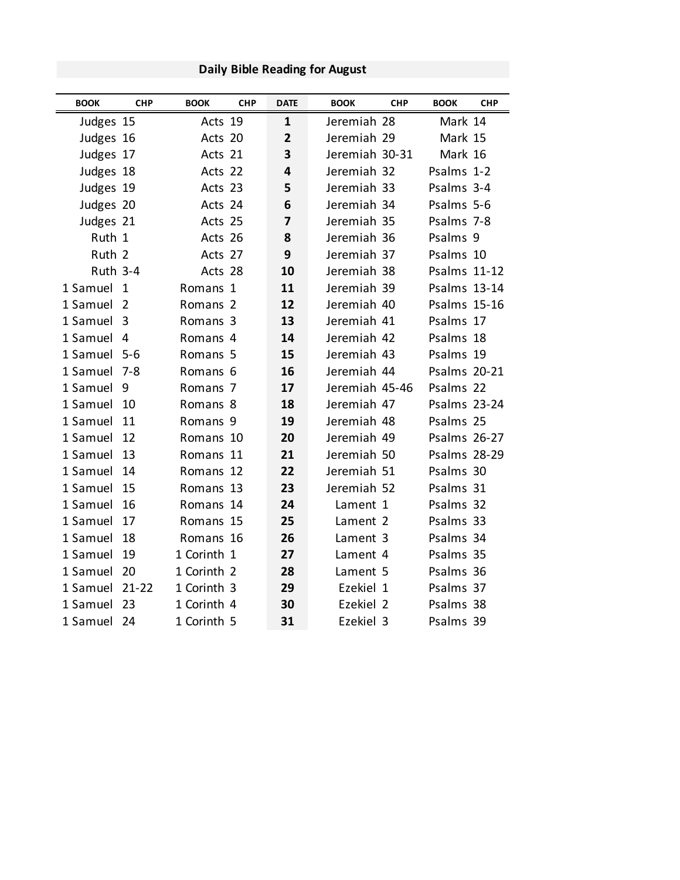## Daily Bible Reading for August

| BOOK | CHP | BOOK | CHP | DATE | BOOK | CHP | BOOK | CHP |
|---|---|---|---|---|---|---|---|---|
| Judges | 15 | Acts | 19 | **1** | Jeremiah | 28 | Mark | 14 |
| Judges | 16 | Acts | 20 | **2** | Jeremiah | 29 | Mark | 15 |
| Judges | 17 | Acts | 21 | **3** | Jeremiah | 30-31 | Mark | 16 |
| Judges | 18 | Acts | 22 | **4** | Jeremiah | 32 | Psalms | 1-2 |
| Judges | 19 | Acts | 23 | **5** | Jeremiah | 33 | Psalms | 3-4 |
| Judges | 20 | Acts | 24 | **6** | Jeremiah | 34 | Psalms | 5-6 |
| Judges | 21 | Acts | 25 | **7** | Jeremiah | 35 | Psalms | 7-8 |
| Ruth | 1 | Acts | 26 | **8** | Jeremiah | 36 | Psalms | 9 |
| Ruth | 2 | Acts | 27 | **9** | Jeremiah | 37 | Psalms | 10 |
| Ruth | 3-4 | Acts | 28 | **10** | Jeremiah | 38 | Psalms | 11-12 |
| 1 Samuel | 1 | Romans | 1 | **11** | Jeremiah | 39 | Psalms | 13-14 |
| 1 Samuel | 2 | Romans | 2 | **12** | Jeremiah | 40 | Psalms | 15-16 |
| 1 Samuel | 3 | Romans | 3 | **13** | Jeremiah | 41 | Psalms | 17 |
| 1 Samuel | 4 | Romans | 4 | **14** | Jeremiah | 42 | Psalms | 18 |
| 1 Samuel | 5-6 | Romans | 5 | **15** | Jeremiah | 43 | Psalms | 19 |
| 1 Samuel | 7-8 | Romans | 6 | **16** | Jeremiah | 44 | Psalms | 20-21 |
| 1 Samuel | 9 | Romans | 7 | **17** | Jeremiah | 45-46 | Psalms | 22 |
| 1 Samuel | 10 | Romans | 8 | **18** | Jeremiah | 47 | Psalms | 23-24 |
| 1 Samuel | 11 | Romans | 9 | **19** | Jeremiah | 48 | Psalms | 25 |
| 1 Samuel | 12 | Romans | 10 | **20** | Jeremiah | 49 | Psalms | 26-27 |
| 1 Samuel | 13 | Romans | 11 | **21** | Jeremiah | 50 | Psalms | 28-29 |
| 1 Samuel | 14 | Romans | 12 | **22** | Jeremiah | 51 | Psalms | 30 |
| 1 Samuel | 15 | Romans | 13 | **23** | Jeremiah | 52 | Psalms | 31 |
| 1 Samuel | 16 | Romans | 14 | **24** | Lament | 1 | Psalms | 32 |
| 1 Samuel | 17 | Romans | 15 | **25** | Lament | 2 | Psalms | 33 |
| 1 Samuel | 18 | Romans | 16 | **26** | Lament | 3 | Psalms | 34 |
| 1 Samuel | 19 | 1 Corinth | 1 | **27** | Lament | 4 | Psalms | 35 |
| 1 Samuel | 20 | 1 Corinth | 2 | **28** | Lament | 5 | Psalms | 36 |
| 1 Samuel | 21-22 | 1 Corinth | 3 | **29** | Ezekiel | 1 | Psalms | 37 |
| 1 Samuel | 23 | 1 Corinth | 4 | **30** | Ezekiel | 2 | Psalms | 38 |
| 1 Samuel | 24 | 1 Corinth | 5 | **31** | Ezekiel | 3 | Psalms | 39 |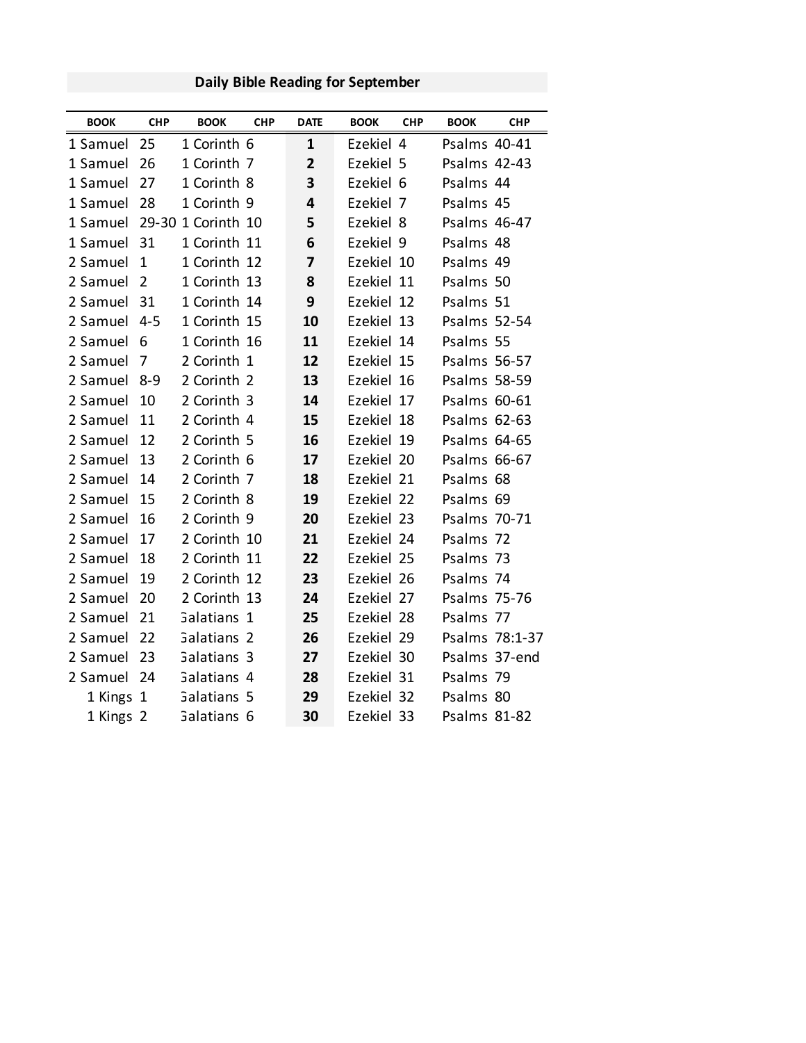## Daily Bible Reading for September

| BOOK | CHP | BOOK | CHP | DATE | BOOK | CHP | BOOK | CHP |
|---|---|---|---|---|---|---|---|---|
| 1 Samuel | 25 | 1 Corinth | 6 | **1** | Ezekiel | 4 | Psalms | 40-41 |
| 1 Samuel | 26 | 1 Corinth | 7 | **2** | Ezekiel | 5 | Psalms | 42-43 |
| 1 Samuel | 27 | 1 Corinth | 8 | **3** | Ezekiel | 6 | Psalms | 44 |
| 1 Samuel | 28 | 1 Corinth | 9 | **4** | Ezekiel | 7 | Psalms | 45 |
| 1 Samuel | 29-30 | 1 Corinth | 10 | **5** | Ezekiel | 8 | Psalms | 46-47 |
| 1 Samuel | 31 | 1 Corinth | 11 | **6** | Ezekiel | 9 | Psalms | 48 |
| 2 Samuel | 1 | 1 Corinth | 12 | **7** | Ezekiel | 10 | Psalms | 49 |
| 2 Samuel | 2 | 1 Corinth | 13 | **8** | Ezekiel | 11 | Psalms | 50 |
| 2 Samuel | 31 | 1 Corinth | 14 | **9** | Ezekiel | 12 | Psalms | 51 |
| 2 Samuel | 4-5 | 1 Corinth | 15 | **10** | Ezekiel | 13 | Psalms | 52-54 |
| 2 Samuel | 6 | 1 Corinth | 16 | **11** | Ezekiel | 14 | Psalms | 55 |
| 2 Samuel | 7 | 2 Corinth | 1 | **12** | Ezekiel | 15 | Psalms | 56-57 |
| 2 Samuel | 8-9 | 2 Corinth | 2 | **13** | Ezekiel | 16 | Psalms | 58-59 |
| 2 Samuel | 10 | 2 Corinth | 3 | **14** | Ezekiel | 17 | Psalms | 60-61 |
| 2 Samuel | 11 | 2 Corinth | 4 | **15** | Ezekiel | 18 | Psalms | 62-63 |
| 2 Samuel | 12 | 2 Corinth | 5 | **16** | Ezekiel | 19 | Psalms | 64-65 |
| 2 Samuel | 13 | 2 Corinth | 6 | **17** | Ezekiel | 20 | Psalms | 66-67 |
| 2 Samuel | 14 | 2 Corinth | 7 | **18** | Ezekiel | 21 | Psalms | 68 |
| 2 Samuel | 15 | 2 Corinth | 8 | **19** | Ezekiel | 22 | Psalms | 69 |
| 2 Samuel | 16 | 2 Corinth | 9 | **20** | Ezekiel | 23 | Psalms | 70-71 |
| 2 Samuel | 17 | 2 Corinth | 10 | **21** | Ezekiel | 24 | Psalms | 72 |
| 2 Samuel | 18 | 2 Corinth | 11 | **22** | Ezekiel | 25 | Psalms | 73 |
| 2 Samuel | 19 | 2 Corinth | 12 | **23** | Ezekiel | 26 | Psalms | 74 |
| 2 Samuel | 20 | 2 Corinth | 13 | **24** | Ezekiel | 27 | Psalms | 75-76 |
| 2 Samuel | 21 | Galatians | 1 | **25** | Ezekiel | 28 | Psalms | 77 |
| 2 Samuel | 22 | Galatians | 2 | **26** | Ezekiel | 29 | Psalms | 78:1-37 |
| 2 Samuel | 23 | Galatians | 3 | **27** | Ezekiel | 30 | Psalms | 37-end |
| 2 Samuel | 24 | Galatians | 4 | **28** | Ezekiel | 31 | Psalms | 79 |
| 1 Kings | 1 | Galatians | 5 | **29** | Ezekiel | 32 | Psalms | 80 |
| 1 Kings | 2 | Galatians | 6 | **30** | Ezekiel | 33 | Psalms | 81-82 |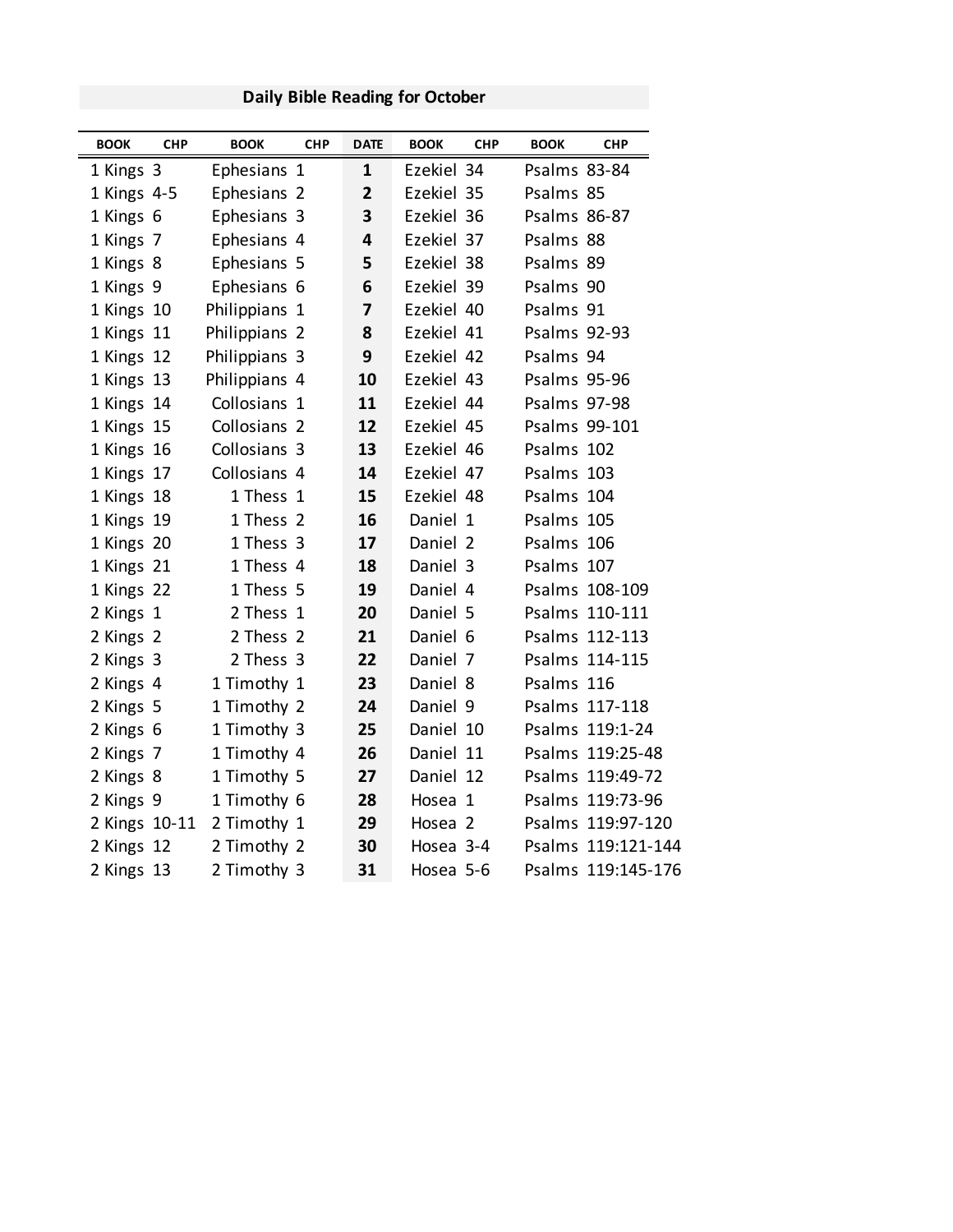**Daily Bible Reading for October**

| BOOK | CHP | BOOK | CHP | DATE | BOOK | CHP | BOOK | CHP |
|---|---|---|---|---|---|---|---|---|
| 1 Kings | 3 | Ephesians | 1 | **1** | Ezekiel | 34 | Psalms | 83-84 |
| 1 Kings | 4-5 | Ephesians | 2 | **2** | Ezekiel | 35 | Psalms | 85 |
| 1 Kings | 6 | Ephesians | 3 | **3** | Ezekiel | 36 | Psalms | 86-87 |
| 1 Kings | 7 | Ephesians | 4 | **4** | Ezekiel | 37 | Psalms | 88 |
| 1 Kings | 8 | Ephesians | 5 | **5** | Ezekiel | 38 | Psalms | 89 |
| 1 Kings | 9 | Ephesians | 6 | **6** | Ezekiel | 39 | Psalms | 90 |
| 1 Kings | 10 | Philippians | 1 | **7** | Ezekiel | 40 | Psalms | 91 |
| 1 Kings | 11 | Philippians | 2 | **8** | Ezekiel | 41 | Psalms | 92-93 |
| 1 Kings | 12 | Philippians | 3 | **9** | Ezekiel | 42 | Psalms | 94 |
| 1 Kings | 13 | Philippians | 4 | **10** | Ezekiel | 43 | Psalms | 95-96 |
| 1 Kings | 14 | Colossians | 1 | **11** | Ezekiel | 44 | Psalms | 97-98 |
| 1 Kings | 15 | Colossians | 2 | **12** | Ezekiel | 45 | Psalms | 99-101 |
| 1 Kings | 16 | Colossians | 3 | **13** | Ezekiel | 46 | Psalms | 102 |
| 1 Kings | 17 | Colossians | 4 | **14** | Ezekiel | 47 | Psalms | 103 |
| 1 Kings | 18 | 1 Thess | 1 | **15** | Ezekiel | 48 | Psalms | 104 |
| 1 Kings | 19 | 1 Thess | 2 | **16** | Daniel | 1 | Psalms | 105 |
| 1 Kings | 20 | 1 Thess | 3 | **17** | Daniel | 2 | Psalms | 106 |
| 1 Kings | 21 | 1 Thess | 4 | **18** | Daniel | 3 | Psalms | 107 |
| 1 Kings | 22 | 1 Thess | 5 | **19** | Daniel | 4 | Psalms | 108-109 |
| 2 Kings | 1 | 2 Thess | 1 | **20** | Daniel | 5 | Psalms | 110-111 |
| 2 Kings | 2 | 2 Thess | 2 | **21** | Daniel | 6 | Psalms | 112-113 |
| 2 Kings | 3 | 2 Thess | 3 | **22** | Daniel | 7 | Psalms | 114-115 |
| 2 Kings | 4 | 1 Timothy | 1 | **23** | Daniel | 8 | Psalms | 116 |
| 2 Kings | 5 | 1 Timothy | 2 | **24** | Daniel | 9 | Psalms | 117-118 |
| 2 Kings | 6 | 1 Timothy | 3 | **25** | Daniel | 10 | Psalms | 119:1-24 |
| 2 Kings | 7 | 1 Timothy | 4 | **26** | Daniel | 11 | Psalms | 119:25-48 |
| 2 Kings | 8 | 1 Timothy | 5 | **27** | Daniel | 12 | Psalms | 119:49-72 |
| 2 Kings | 9 | 1 Timothy | 6 | **28** | Hosea | 1 | Psalms | 119:73-96 |
| 2 Kings | 10-11 | 2 Timothy | 1 | **29** | Hosea | 2 | Psalms | 119:97-120 |
| 2 Kings | 12 | 2 Timothy | 2 | **30** | Hosea | 3-4 | Psalms | 119:121-144 |
| 2 Kings | 13 | 2 Timothy | 3 | **31** | Hosea | 5-6 | Psalms | 119:145-176 |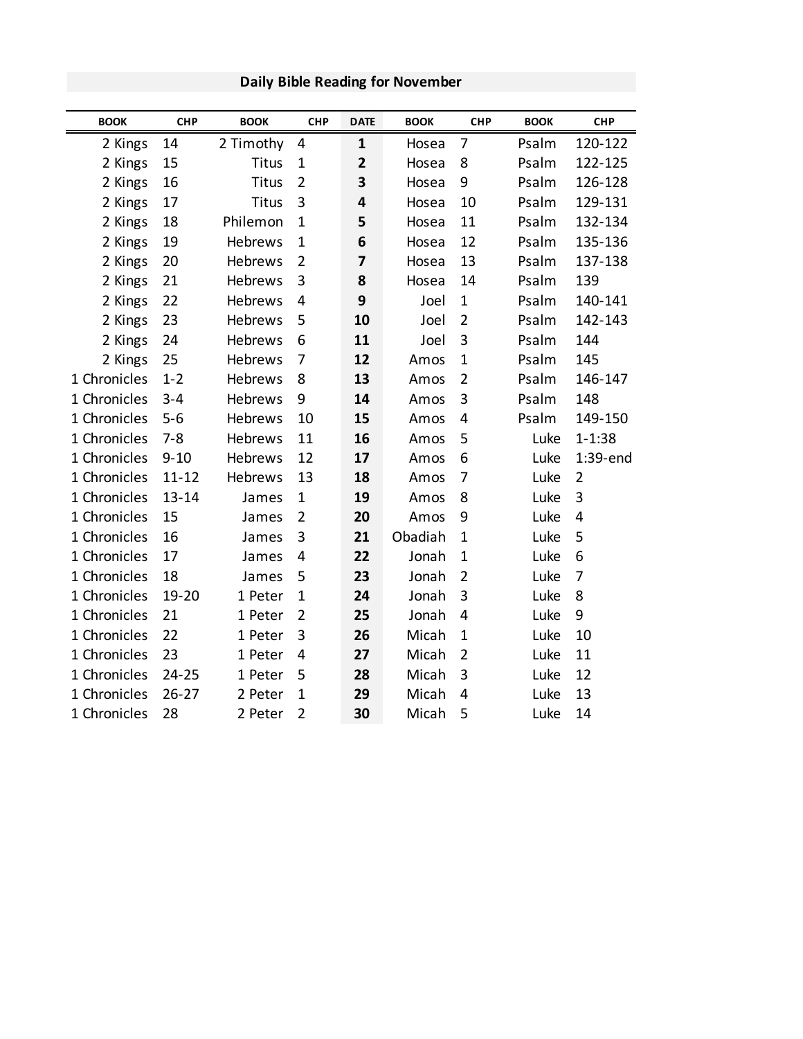## Daily Bible Reading for November

| BOOK | CHP | BOOK | CHP | DATE | BOOK | CHP | BOOK | CHP |
|---|---|---|---|---|---|---|---|---|
| 2 Kings | 14 | 2 Timothy | 4 | **1** | Hosea | 7 | Psalm | 120-122 |
| 2 Kings | 15 | Titus | 1 | **2** | Hosea | 8 | Psalm | 122-125 |
| 2 Kings | 16 | Titus | 2 | **3** | Hosea | 9 | Psalm | 126-128 |
| 2 Kings | 17 | Titus | 3 | **4** | Hosea | 10 | Psalm | 129-131 |
| 2 Kings | 18 | Philemon | 1 | **5** | Hosea | 11 | Psalm | 132-134 |
| 2 Kings | 19 | Hebrews | 1 | **6** | Hosea | 12 | Psalm | 135-136 |
| 2 Kings | 20 | Hebrews | 2 | **7** | Hosea | 13 | Psalm | 137-138 |
| 2 Kings | 21 | Hebrews | 3 | **8** | Hosea | 14 | Psalm | 139 |
| 2 Kings | 22 | Hebrews | 4 | **9** | Joel | 1 | Psalm | 140-141 |
| 2 Kings | 23 | Hebrews | 5 | **10** | Joel | 2 | Psalm | 142-143 |
| 2 Kings | 24 | Hebrews | 6 | **11** | Joel | 3 | Psalm | 144 |
| 2 Kings | 25 | Hebrews | 7 | **12** | Amos | 1 | Psalm | 145 |
| 1 Chronicles | 1-2 | Hebrews | 8 | **13** | Amos | 2 | Psalm | 146-147 |
| 1 Chronicles | 3-4 | Hebrews | 9 | **14** | Amos | 3 | Psalm | 148 |
| 1 Chronicles | 5-6 | Hebrews | 10 | **15** | Amos | 4 | Psalm | 149-150 |
| 1 Chronicles | 7-8 | Hebrews | 11 | **16** | Amos | 5 | Luke | 1-1:38 |
| 1 Chronicles | 9-10 | Hebrews | 12 | **17** | Amos | 6 | Luke | 1:39-end |
| 1 Chronicles | 11-12 | Hebrews | 13 | **18** | Amos | 7 | Luke | 2 |
| 1 Chronicles | 13-14 | James | 1 | **19** | Amos | 8 | Luke | 3 |
| 1 Chronicles | 15 | James | 2 | **20** | Amos | 9 | Luke | 4 |
| 1 Chronicles | 16 | James | 3 | **21** | Obadiah | 1 | Luke | 5 |
| 1 Chronicles | 17 | James | 4 | **22** | Jonah | 1 | Luke | 6 |
| 1 Chronicles | 18 | James | 5 | **23** | Jonah | 2 | Luke | 7 |
| 1 Chronicles | 19-20 | 1 Peter | 1 | **24** | Jonah | 3 | Luke | 8 |
| 1 Chronicles | 21 | 1 Peter | 2 | **25** | Jonah | 4 | Luke | 9 |
| 1 Chronicles | 22 | 1 Peter | 3 | **26** | Micah | 1 | Luke | 10 |
| 1 Chronicles | 23 | 1 Peter | 4 | **27** | Micah | 2 | Luke | 11 |
| 1 Chronicles | 24-25 | 1 Peter | 5 | **28** | Micah | 3 | Luke | 12 |
| 1 Chronicles | 26-27 | 2 Peter | 1 | **29** | Micah | 4 | Luke | 13 |
| 1 Chronicles | 28 | 2 Peter | 2 | **30** | Micah | 5 | Luke | 14 |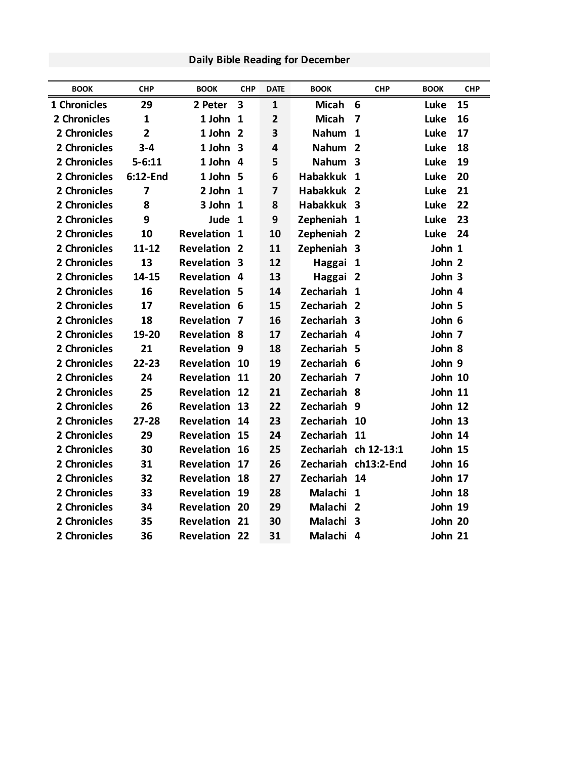# Daily Bible Reading for December

| BOOK | CHP | BOOK | CHP | DATE | BOOK | CHP | BOOK | CHP |
|---|---|---|---|---|---|---|---|---|
| 1 Chronicles | 29 | 2 Peter | 3 | 1 | Micah | 6 | Luke | 15 |
| 2 Chronicles | 1 | 1 John | 1 | 2 | Micah | 7 | Luke | 16 |
| 2 Chronicles | 2 | 1 John | 2 | 3 | Nahum | 1 | Luke | 17 |
| 2 Chronicles | 3-4 | 1 John | 3 | 4 | Nahum | 2 | Luke | 18 |
| 2 Chronicles | 5-6:11 | 1 John | 4 | 5 | Nahum | 3 | Luke | 19 |
| 2 Chronicles | 6:12-End | 1 John | 5 | 6 | Habakkuk | 1 | Luke | 20 |
| 2 Chronicles | 7 | 2 John | 1 | 7 | Habakkuk | 2 | Luke | 21 |
| 2 Chronicles | 8 | 3 John | 1 | 8 | Habakkuk | 3 | Luke | 22 |
| 2 Chronicles | 9 | Jude | 1 | 9 | Zepheniah | 1 | Luke | 23 |
| 2 Chronicles | 10 | Revelation | 1 | 10 | Zepheniah | 2 | Luke | 24 |
| 2 Chronicles | 11-12 | Revelation | 2 | 11 | Zepheniah | 3 | John | 1 |
| 2 Chronicles | 13 | Revelation | 3 | 12 | Haggai | 1 | John | 2 |
| 2 Chronicles | 14-15 | Revelation | 4 | 13 | Haggai | 2 | John | 3 |
| 2 Chronicles | 16 | Revelation | 5 | 14 | Zechariah | 1 | John | 4 |
| 2 Chronicles | 17 | Revelation | 6 | 15 | Zechariah | 2 | John | 5 |
| 2 Chronicles | 18 | Revelation | 7 | 16 | Zechariah | 3 | John | 6 |
| 2 Chronicles | 19-20 | Revelation | 8 | 17 | Zechariah | 4 | John | 7 |
| 2 Chronicles | 21 | Revelation | 9 | 18 | Zechariah | 5 | John | 8 |
| 2 Chronicles | 22-23 | Revelation | 10 | 19 | Zechariah | 6 | John | 9 |
| 2 Chronicles | 24 | Revelation | 11 | 20 | Zechariah | 7 | John | 10 |
| 2 Chronicles | 25 | Revelation | 12 | 21 | Zechariah | 8 | John | 11 |
| 2 Chronicles | 26 | Revelation | 13 | 22 | Zechariah | 9 | John | 12 |
| 2 Chronicles | 27-28 | Revelation | 14 | 23 | Zechariah | 10 | John | 13 |
| 2 Chronicles | 29 | Revelation | 15 | 24 | Zechariah | 11 | John | 14 |
| 2 Chronicles | 30 | Revelation | 16 | 25 | Zechariah | ch 12-13:1 | John | 15 |
| 2 Chronicles | 31 | Revelation | 17 | 26 | Zechariah | ch13:2-End | John | 16 |
| 2 Chronicles | 32 | Revelation | 18 | 27 | Zechariah | 14 | John | 17 |
| 2 Chronicles | 33 | Revelation | 19 | 28 | Malachi | 1 | John | 18 |
| 2 Chronicles | 34 | Revelation | 20 | 29 | Malachi | 2 | John | 19 |
| 2 Chronicles | 35 | Revelation | 21 | 30 | Malachi | 3 | John | 20 |
| 2 Chronicles | 36 | Revelation | 22 | 31 | Malachi | 4 | John | 21 |